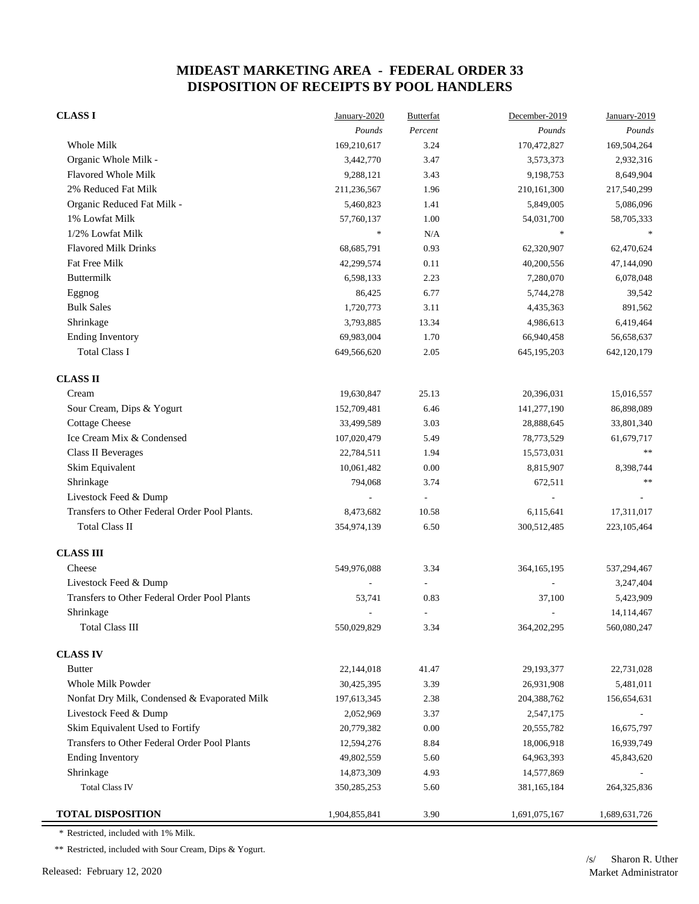# MIDEAST MARKETING AREA - FEDERAL ORDER 33
# DISPOSITION OF RECEIPTS BY POOL HANDLERS

| | January-2020 | Butterfat | December-2019 | January-2019 |
|---|---|---|---|---|
| | *Pounds* | *Percent* | *Pounds* | *Pounds* |
| **CLASS I** | | | | |
| Whole Milk | 169,210,617 | 3.24 | 170,472,827 | 169,504,264 |
| Organic Whole Milk - | 3,442,770 | 3.47 | 3,573,373 | 2,932,316 |
| Flavored Whole Milk | 9,288,121 | 3.43 | 9,198,753 | 8,649,904 |
| 2% Reduced Fat Milk | 211,236,567 | 1.96 | 210,161,300 | 217,540,299 |
| Organic Reduced Fat Milk - | 5,460,823 | 1.41 | 5,849,005 | 5,086,096 |
| 1% Lowfat Milk | 57,760,137 | 1.00 | 54,031,700 | 58,705,333 |
| 1/2% Lowfat Milk | * | N/A | * | * |
| Flavored Milk Drinks | 68,685,791 | 0.93 | 62,320,907 | 62,470,624 |
| Fat Free Milk | 42,299,574 | 0.11 | 40,200,556 | 47,144,090 |
| Buttermilk | 6,598,133 | 2.23 | 7,280,070 | 6,078,048 |
| Eggnog | 86,425 | 6.77 | 5,744,278 | 39,542 |
| Bulk Sales | 1,720,773 | 3.11 | 4,435,363 | 891,562 |
| Shrinkage | 3,793,885 | 13.34 | 4,986,613 | 6,419,464 |
| Ending Inventory | 69,983,004 | 1.70 | 66,940,458 | 56,658,637 |
| Total Class I | 649,566,620 | 2.05 | 645,195,203 | 642,120,179 |
| **CLASS II** | | | | |
| Cream | 19,630,847 | 25.13 | 20,396,031 | 15,016,557 |
| Sour Cream, Dips & Yogurt | 152,709,481 | 6.46 | 141,277,190 | 86,898,089 |
| Cottage Cheese | 33,499,589 | 3.03 | 28,888,645 | 33,801,340 |
| Ice Cream Mix & Condensed | 107,020,479 | 5.49 | 78,773,529 | 61,679,717 |
| Class II Beverages | 22,784,511 | 1.94 | 15,573,031 | ** |
| Skim Equivalent | 10,061,482 | 0.00 | 8,815,907 | 8,398,744 |
| Shrinkage | 794,068 | 3.74 | 672,511 | ** |
| Livestock Feed & Dump | - | - | - | - |
| Transfers to Other Federal Order Pool Plants. | 8,473,682 | 10.58 | 6,115,641 | 17,311,017 |
| Total Class II | 354,974,139 | 6.50 | 300,512,485 | 223,105,464 |
| **CLASS III** | | | | |
| Cheese | 549,976,088 | 3.34 | 364,165,195 | 537,294,467 |
| Livestock Feed & Dump | - | - | - | 3,247,404 |
| Transfers to Other Federal Order Pool Plants | 53,741 | 0.83 | 37,100 | 5,423,909 |
| Shrinkage | - | - | - | 14,114,467 |
| Total Class III | 550,029,829 | 3.34 | 364,202,295 | 560,080,247 |
| **CLASS IV** | | | | |
| Butter | 22,144,018 | 41.47 | 29,193,377 | 22,731,028 |
| Whole Milk Powder | 30,425,395 | 3.39 | 26,931,908 | 5,481,011 |
| Nonfat Dry Milk, Condensed & Evaporated Milk | 197,613,345 | 2.38 | 204,388,762 | 156,654,631 |
| Livestock Feed & Dump | 2,052,969 | 3.37 | 2,547,175 | - |
| Skim Equivalent Used to Fortify | 20,779,382 | 0.00 | 20,555,782 | 16,675,797 |
| Transfers to Other Federal Order Pool Plants | 12,594,276 | 8.84 | 18,006,918 | 16,939,749 |
| Ending Inventory | 49,802,559 | 5.60 | 64,963,393 | 45,843,620 |
| Shrinkage | 14,873,309 | 4.93 | 14,577,869 | - |
| Total Class IV | 350,285,253 | 5.60 | 381,165,184 | 264,325,836 |
| **TOTAL DISPOSITION** | 1,904,855,841 | 3.90 | 1,691,075,167 | 1,689,631,726 |

\* Restricted, included with 1% Milk.

** Restricted, included with Sour Cream, Dips & Yogurt.

Released: February 12, 2020

/s/ Sharon R. Uther
Market Administrator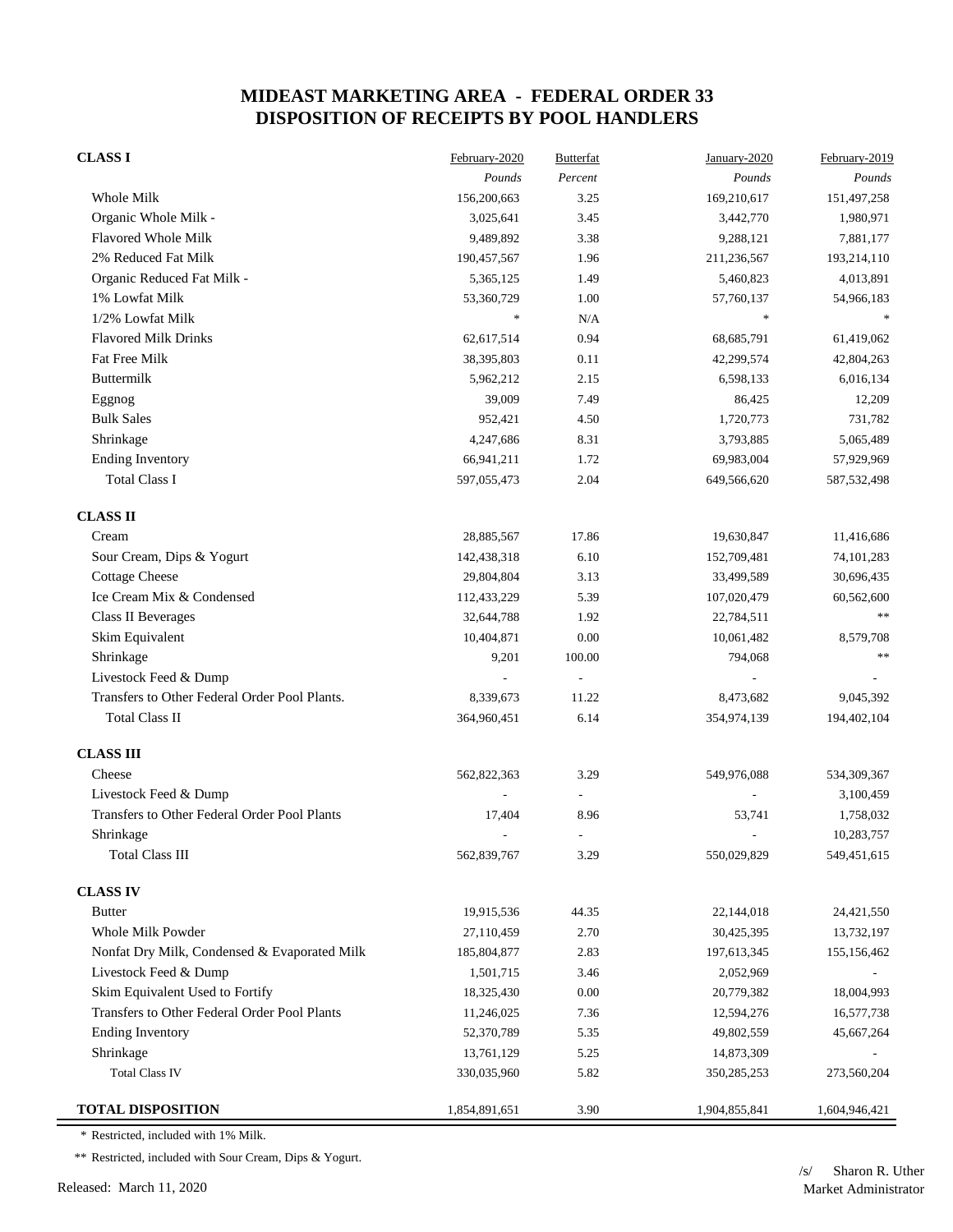# MIDEAST MARKETING AREA - FEDERAL ORDER 33
# DISPOSITION OF RECEIPTS BY POOL HANDLERS

| CLASS I | February-2020 | Butterfat | January-2020 | February-2019 |
|---|---|---|---|---|
| | *Pounds* | *Percent* | *Pounds* | *Pounds* |
| Whole Milk | 156,200,663 | 3.25 | 169,210,617 | 151,497,258 |
| Organic Whole Milk - | 3,025,641 | 3.45 | 3,442,770 | 1,980,971 |
| Flavored Whole Milk | 9,489,892 | 3.38 | 9,288,121 | 7,881,177 |
| 2% Reduced Fat Milk | 190,457,567 | 1.96 | 211,236,567 | 193,214,110 |
| Organic Reduced Fat Milk - | 5,365,125 | 1.49 | 5,460,823 | 4,013,891 |
| 1% Lowfat Milk | 53,360,729 | 1.00 | 57,760,137 | 54,966,183 |
| 1/2% Lowfat Milk | * | N/A | * | * |
| Flavored Milk Drinks | 62,617,514 | 0.94 | 68,685,791 | 61,419,062 |
| Fat Free Milk | 38,395,803 | 0.11 | 42,299,574 | 42,804,263 |
| Buttermilk | 5,962,212 | 2.15 | 6,598,133 | 6,016,134 |
| Eggnog | 39,009 | 7.49 | 86,425 | 12,209 |
| Bulk Sales | 952,421 | 4.50 | 1,720,773 | 731,782 |
| Shrinkage | 4,247,686 | 8.31 | 3,793,885 | 5,065,489 |
| Ending Inventory | 66,941,211 | 1.72 | 69,983,004 | 57,929,969 |
| Total Class I | 597,055,473 | 2.04 | 649,566,620 | 587,532,498 |
| **CLASS II** | | | | |
| Cream | 28,885,567 | 17.86 | 19,630,847 | 11,416,686 |
| Sour Cream, Dips & Yogurt | 142,438,318 | 6.10 | 152,709,481 | 74,101,283 |
| Cottage Cheese | 29,804,804 | 3.13 | 33,499,589 | 30,696,435 |
| Ice Cream Mix & Condensed | 112,433,229 | 5.39 | 107,020,479 | 60,562,600 |
| Class II Beverages | 32,644,788 | 1.92 | 22,784,511 | ** |
| Skim Equivalent | 10,404,871 | 0.00 | 10,061,482 | 8,579,708 |
| Shrinkage | 9,201 | 100.00 | 794,068 | ** |
| Livestock Feed & Dump | - | - | - | - |
| Transfers to Other Federal Order Pool Plants. | 8,339,673 | 11.22 | 8,473,682 | 9,045,392 |
| Total Class II | 364,960,451 | 6.14 | 354,974,139 | 194,402,104 |
| **CLASS III** | | | | |
| Cheese | 562,822,363 | 3.29 | 549,976,088 | 534,309,367 |
| Livestock Feed & Dump | - | - | - | 3,100,459 |
| Transfers to Other Federal Order Pool Plants | 17,404 | 8.96 | 53,741 | 1,758,032 |
| Shrinkage | - | - | - | 10,283,757 |
| Total Class III | 562,839,767 | 3.29 | 550,029,829 | 549,451,615 |
| **CLASS IV** | | | | |
| Butter | 19,915,536 | 44.35 | 22,144,018 | 24,421,550 |
| Whole Milk Powder | 27,110,459 | 2.70 | 30,425,395 | 13,732,197 |
| Nonfat Dry Milk, Condensed & Evaporated Milk | 185,804,877 | 2.83 | 197,613,345 | 155,156,462 |
| Livestock Feed & Dump | 1,501,715 | 3.46 | 2,052,969 | - |
| Skim Equivalent Used to Fortify | 18,325,430 | 0.00 | 20,779,382 | 18,004,993 |
| Transfers to Other Federal Order Pool Plants | 11,246,025 | 7.36 | 12,594,276 | 16,577,738 |
| Ending Inventory | 52,370,789 | 5.35 | 49,802,559 | 45,667,264 |
| Shrinkage | 13,761,129 | 5.25 | 14,873,309 | - |
| Total Class IV | 330,035,960 | 5.82 | 350,285,253 | 273,560,204 |
| **TOTAL DISPOSITION** | 1,854,891,651 | 3.90 | 1,904,855,841 | 1,604,946,421 |

\* Restricted, included with 1% Milk.

** Restricted, included with Sour Cream, Dips & Yogurt.

Released: March 11, 2020

/s/ Sharon R. Uther
Market Administrator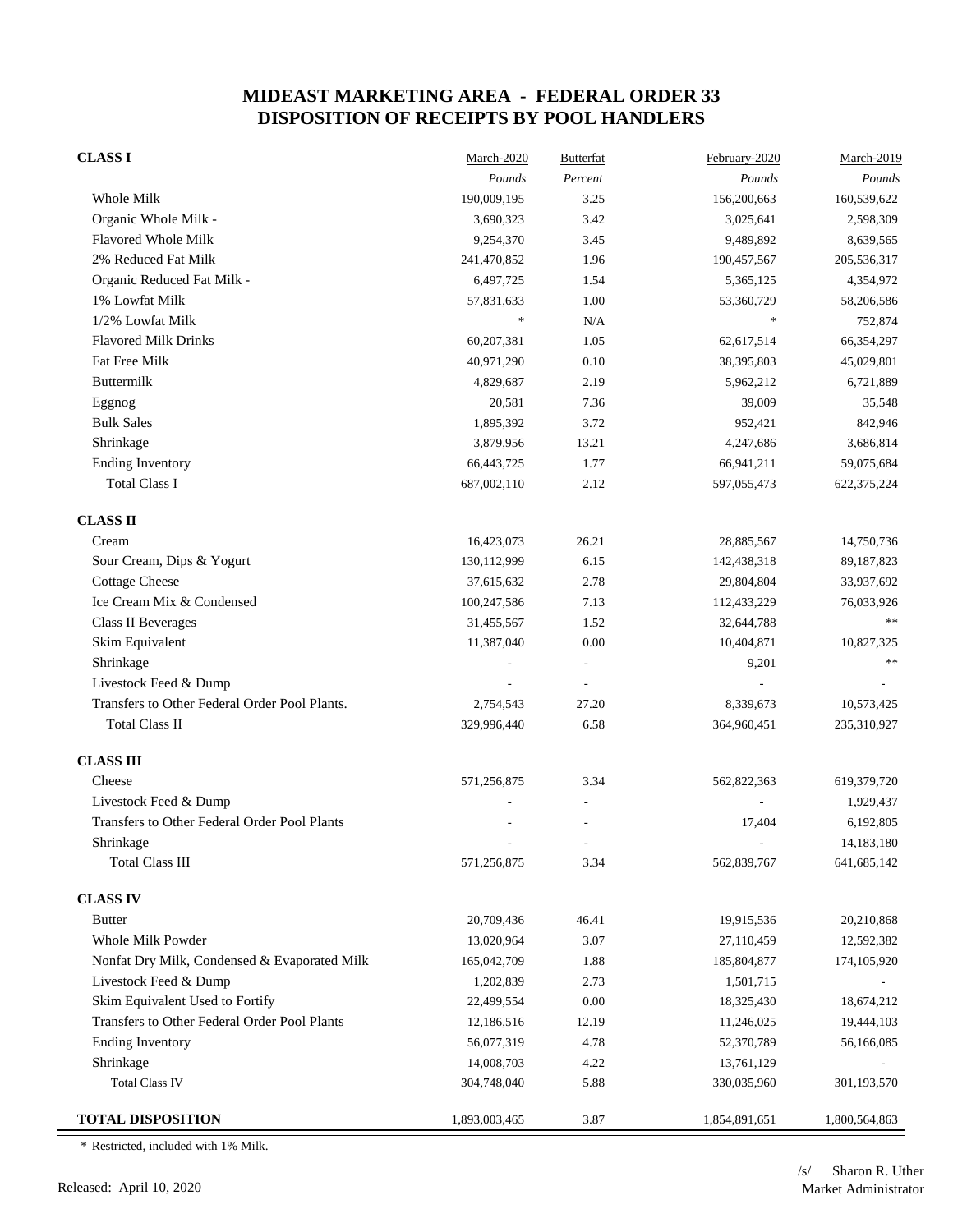# MIDEAST MARKETING AREA - FEDERAL ORDER 33
# DISPOSITION OF RECEIPTS BY POOL HANDLERS

| | March-2020 | Butterfat | February-2020 | March-2019 |
|---|---|---|---|---|
| | *Pounds* | *Percent* | *Pounds* | *Pounds* |
| **CLASS I** | | | | |
| Whole Milk | 190,009,195 | 3.25 | 156,200,663 | 160,539,622 |
| Organic Whole Milk - | 3,690,323 | 3.42 | 3,025,641 | 2,598,309 |
| Flavored Whole Milk | 9,254,370 | 3.45 | 9,489,892 | 8,639,565 |
| 2% Reduced Fat Milk | 241,470,852 | 1.96 | 190,457,567 | 205,536,317 |
| Organic Reduced Fat Milk - | 6,497,725 | 1.54 | 5,365,125 | 4,354,972 |
| 1% Lowfat Milk | 57,831,633 | 1.00 | 53,360,729 | 58,206,586 |
| 1/2% Lowfat Milk | * | N/A | * | 752,874 |
| Flavored Milk Drinks | 60,207,381 | 1.05 | 62,617,514 | 66,354,297 |
| Fat Free Milk | 40,971,290 | 0.10 | 38,395,803 | 45,029,801 |
| Buttermilk | 4,829,687 | 2.19 | 5,962,212 | 6,721,889 |
| Eggnog | 20,581 | 7.36 | 39,009 | 35,548 |
| Bulk Sales | 1,895,392 | 3.72 | 952,421 | 842,946 |
| Shrinkage | 3,879,956 | 13.21 | 4,247,686 | 3,686,814 |
| Ending Inventory | 66,443,725 | 1.77 | 66,941,211 | 59,075,684 |
| Total Class I | 687,002,110 | 2.12 | 597,055,473 | 622,375,224 |
| **CLASS II** | | | | |
| Cream | 16,423,073 | 26.21 | 28,885,567 | 14,750,736 |
| Sour Cream, Dips & Yogurt | 130,112,999 | 6.15 | 142,438,318 | 89,187,823 |
| Cottage Cheese | 37,615,632 | 2.78 | 29,804,804 | 33,937,692 |
| Ice Cream Mix & Condensed | 100,247,586 | 7.13 | 112,433,229 | 76,033,926 |
| Class II Beverages | 31,455,567 | 1.52 | 32,644,788 | ** |
| Skim Equivalent | 11,387,040 | 0.00 | 10,404,871 | 10,827,325 |
| Shrinkage | - | - | 9,201 | ** |
| Livestock Feed & Dump | - | - | - | - |
| Transfers to Other Federal Order Pool Plants. | 2,754,543 | 27.20 | 8,339,673 | 10,573,425 |
| Total Class II | 329,996,440 | 6.58 | 364,960,451 | 235,310,927 |
| **CLASS III** | | | | |
| Cheese | 571,256,875 | 3.34 | 562,822,363 | 619,379,720 |
| Livestock Feed & Dump | - | - | - | 1,929,437 |
| Transfers to Other Federal Order Pool Plants | - | - | 17,404 | 6,192,805 |
| Shrinkage | - | - | - | 14,183,180 |
| Total Class III | 571,256,875 | 3.34 | 562,839,767 | 641,685,142 |
| **CLASS IV** | | | | |
| Butter | 20,709,436 | 46.41 | 19,915,536 | 20,210,868 |
| Whole Milk Powder | 13,020,964 | 3.07 | 27,110,459 | 12,592,382 |
| Nonfat Dry Milk, Condensed & Evaporated Milk | 165,042,709 | 1.88 | 185,804,877 | 174,105,920 |
| Livestock Feed & Dump | 1,202,839 | 2.73 | 1,501,715 | - |
| Skim Equivalent Used to Fortify | 22,499,554 | 0.00 | 18,325,430 | 18,674,212 |
| Transfers to Other Federal Order Pool Plants | 12,186,516 | 12.19 | 11,246,025 | 19,444,103 |
| Ending Inventory | 56,077,319 | 4.78 | 52,370,789 | 56,166,085 |
| Shrinkage | 14,008,703 | 4.22 | 13,761,129 | - |
| Total Class IV | 304,748,040 | 5.88 | 330,035,960 | 301,193,570 |
| **TOTAL DISPOSITION** | 1,893,003,465 | 3.87 | 1,854,891,651 | 1,800,564,863 |

\* Restricted, included with 1% Milk.

Released: April 10, 2020

/s/ Sharon R. Uther
Market Administrator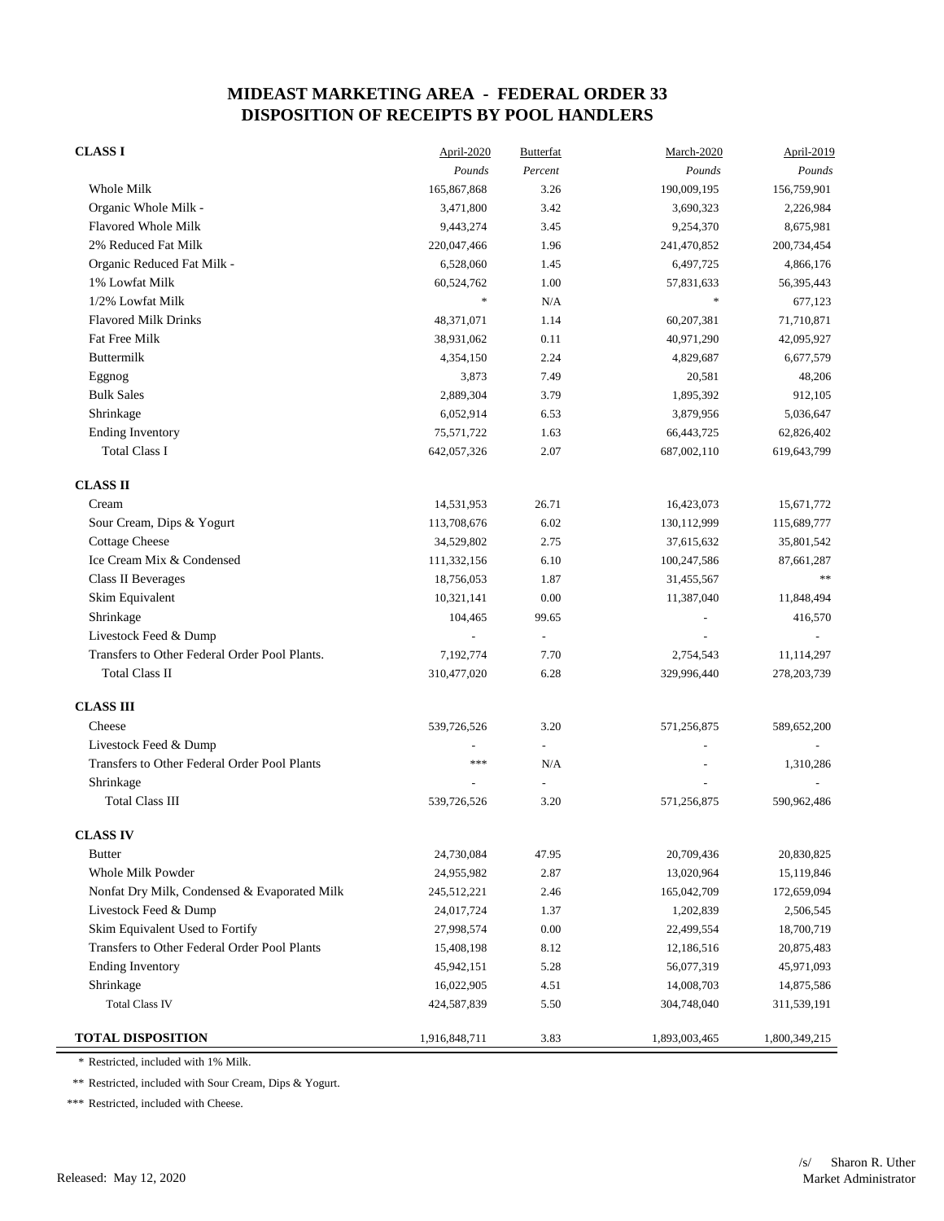# MIDEAST MARKETING AREA - FEDERAL ORDER 33
# DISPOSITION OF RECEIPTS BY POOL HANDLERS

| | April-2020 | Butterfat | March-2020 | April-2019 |
|---|---|---|---|---|
| | *Pounds* | *Percent* | *Pounds* | *Pounds* |
| **CLASS I** | | | | |
| Whole Milk | 165,867,868 | 3.26 | 190,009,195 | 156,759,901 |
| Organic Whole Milk - | 3,471,800 | 3.42 | 3,690,323 | 2,226,984 |
| Flavored Whole Milk | 9,443,274 | 3.45 | 9,254,370 | 8,675,981 |
| 2% Reduced Fat Milk | 220,047,466 | 1.96 | 241,470,852 | 200,734,454 |
| Organic Reduced Fat Milk - | 6,528,060 | 1.45 | 6,497,725 | 4,866,176 |
| 1% Lowfat Milk | 60,524,762 | 1.00 | 57,831,633 | 56,395,443 |
| 1/2% Lowfat Milk | * | N/A | * | 677,123 |
| Flavored Milk Drinks | 48,371,071 | 1.14 | 60,207,381 | 71,710,871 |
| Fat Free Milk | 38,931,062 | 0.11 | 40,971,290 | 42,095,927 |
| Buttermilk | 4,354,150 | 2.24 | 4,829,687 | 6,677,579 |
| Eggnog | 3,873 | 7.49 | 20,581 | 48,206 |
| Bulk Sales | 2,889,304 | 3.79 | 1,895,392 | 912,105 |
| Shrinkage | 6,052,914 | 6.53 | 3,879,956 | 5,036,647 |
| Ending Inventory | 75,571,722 | 1.63 | 66,443,725 | 62,826,402 |
| Total Class I | 642,057,326 | 2.07 | 687,002,110 | 619,643,799 |
| **CLASS II** | | | | |
| Cream | 14,531,953 | 26.71 | 16,423,073 | 15,671,772 |
| Sour Cream, Dips & Yogurt | 113,708,676 | 6.02 | 130,112,999 | 115,689,777 |
| Cottage Cheese | 34,529,802 | 2.75 | 37,615,632 | 35,801,542 |
| Ice Cream Mix & Condensed | 111,332,156 | 6.10 | 100,247,586 | 87,661,287 |
| Class II Beverages | 18,756,053 | 1.87 | 31,455,567 | ** |
| Skim Equivalent | 10,321,141 | 0.00 | 11,387,040 | 11,848,494 |
| Shrinkage | 104,465 | 99.65 | - | 416,570 |
| Livestock Feed & Dump | - | - | - | - |
| Transfers to Other Federal Order Pool Plants. | 7,192,774 | 7.70 | 2,754,543 | 11,114,297 |
| Total Class II | 310,477,020 | 6.28 | 329,996,440 | 278,203,739 |
| **CLASS III** | | | | |
| Cheese | 539,726,526 | 3.20 | 571,256,875 | 589,652,200 |
| Livestock Feed & Dump | - | - | - | - |
| Transfers to Other Federal Order Pool Plants | *** | N/A | - | 1,310,286 |
| Shrinkage | - | - | - | - |
| Total Class III | 539,726,526 | 3.20 | 571,256,875 | 590,962,486 |
| **CLASS IV** | | | | |
| Butter | 24,730,084 | 47.95 | 20,709,436 | 20,830,825 |
| Whole Milk Powder | 24,955,982 | 2.87 | 13,020,964 | 15,119,846 |
| Nonfat Dry Milk, Condensed & Evaporated Milk | 245,512,221 | 2.46 | 165,042,709 | 172,659,094 |
| Livestock Feed & Dump | 24,017,724 | 1.37 | 1,202,839 | 2,506,545 |
| Skim Equivalent Used to Fortify | 27,998,574 | 0.00 | 22,499,554 | 18,700,719 |
| Transfers to Other Federal Order Pool Plants | 15,408,198 | 8.12 | 12,186,516 | 20,875,483 |
| Ending Inventory | 45,942,151 | 5.28 | 56,077,319 | 45,971,093 |
| Shrinkage | 16,022,905 | 4.51 | 14,008,703 | 14,875,586 |
| Total Class IV | 424,587,839 | 5.50 | 304,748,040 | 311,539,191 |
| **TOTAL DISPOSITION** | 1,916,848,711 | 3.83 | 1,893,003,465 | 1,800,349,215 |

\* Restricted, included with 1% Milk.

** Restricted, included with Sour Cream, Dips & Yogurt.

*** Restricted, included with Cheese.

Released: May 12, 2020

/s/ Sharon R. Uther
Market Administrator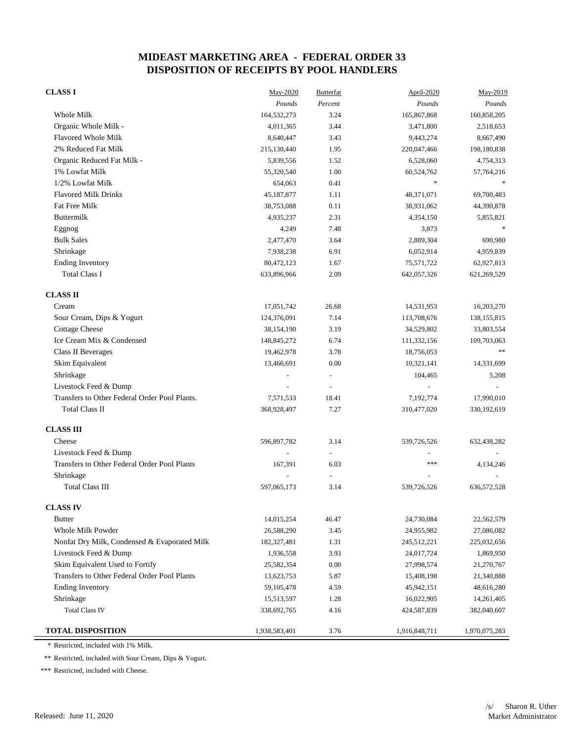# MIDEAST MARKETING AREA - FEDERAL ORDER 33
## DISPOSITION OF RECEIPTS BY POOL HANDLERS

| | May-2020 | Butterfat | April-2020 | May-2019 |
|---|---|---|---|---|
| | *Pounds* | *Percent* | *Pounds* | *Pounds* |
| **CLASS I** | | | | |
| Whole Milk | 164,532,273 | 3.24 | 165,867,868 | 160,858,205 |
| Organic Whole Milk - | 4,011,365 | 3.44 | 3,471,800 | 2,518,653 |
| Flavored Whole Milk | 8,640,447 | 3.43 | 9,443,274 | 8,667,490 |
| 2% Reduced Fat Milk | 215,130,440 | 1.95 | 220,047,466 | 198,180,838 |
| Organic Reduced Fat Milk - | 5,839,556 | 1.52 | 6,528,060 | 4,754,313 |
| 1% Lowfat Milk | 55,320,540 | 1.00 | 60,524,762 | 57,764,216 |
| 1/2% Lowfat Milk | 654,063 | 0.41 | * | * |
| Flavored Milk Drinks | 45,187,877 | 1.11 | 48,371,071 | 69,700,483 |
| Fat Free Milk | 38,753,088 | 0.11 | 38,931,062 | 44,390,878 |
| Buttermilk | 4,935,237 | 2.31 | 4,354,150 | 5,855,821 |
| Eggnog | 4,249 | 7.48 | 3,873 | * |
| Bulk Sales | 2,477,470 | 3.64 | 2,889,304 | 690,980 |
| Shrinkage | 7,938,238 | 6.91 | 6,052,914 | 4,959,839 |
| Ending Inventory | 80,472,123 | 1.67 | 75,571,722 | 62,927,813 |
| Total Class I | 633,896,966 | 2.09 | 642,057,326 | 621,269,529 |
| **CLASS II** | | | | |
| Cream | 17,051,742 | 26.68 | 14,531,953 | 16,203,270 |
| Sour Cream, Dips & Yogurt | 124,376,091 | 7.14 | 113,708,676 | 138,155,815 |
| Cottage Cheese | 38,154,190 | 3.19 | 34,529,802 | 33,803,554 |
| Ice Cream Mix & Condensed | 148,845,272 | 6.74 | 111,332,156 | 109,703,063 |
| Class II Beverages | 19,462,978 | 3.78 | 18,756,053 | ** |
| Skim Equivalent | 13,466,691 | 0.00 | 10,321,141 | 14,331,699 |
| Shrinkage | - | - | 104,465 | 5,208 |
| Livestock Feed & Dump | - | - | - | - |
| Transfers to Other Federal Order Pool Plants. | 7,571,533 | 18.41 | 7,192,774 | 17,990,010 |
| Total Class II | 368,928,497 | 7.27 | 310,477,020 | 330,192,619 |
| **CLASS III** | | | | |
| Cheese | 596,897,782 | 3.14 | 539,726,526 | 632,438,282 |
| Livestock Feed & Dump | - | - | - | - |
| Transfers to Other Federal Order Pool Plants | 167,391 | 6.03 | *** | 4,134,246 |
| Shrinkage | - | - | - | - |
| Total Class III | 597,065,173 | 3.14 | 539,726,526 | 636,572,528 |
| **CLASS IV** | | | | |
| Butter | 14,015,254 | 46.47 | 24,730,084 | 22,562,579 |
| Whole Milk Powder | 26,588,290 | 3.45 | 24,955,982 | 27,086,082 |
| Nonfat Dry Milk, Condensed & Evaporated Milk | 182,327,481 | 1.31 | 245,512,221 | 225,032,656 |
| Livestock Feed & Dump | 1,936,558 | 3.93 | 24,017,724 | 1,869,950 |
| Skim Equivalent Used to Fortify | 25,582,354 | 0.00 | 27,998,574 | 21,270,767 |
| Transfers to Other Federal Order Pool Plants | 13,623,753 | 5.87 | 15,408,198 | 21,340,888 |
| Ending Inventory | 59,105,478 | 4.59 | 45,942,151 | 48,616,280 |
| Shrinkage | 15,513,597 | 1.28 | 16,022,905 | 14,261,405 |
| Total Class IV | 338,692,765 | 4.16 | 424,587,839 | 382,040,607 |
| **TOTAL DISPOSITION** | 1,938,583,401 | 3.76 | 1,916,848,711 | 1,970,075,283 |

\* Restricted, included with 1% Milk.

** Restricted, included with Sour Cream, Dips & Yogurt.

*** Restricted, included with Cheese.

Released: June 11, 2020

/s/ Sharon R. Uther
Market Administrator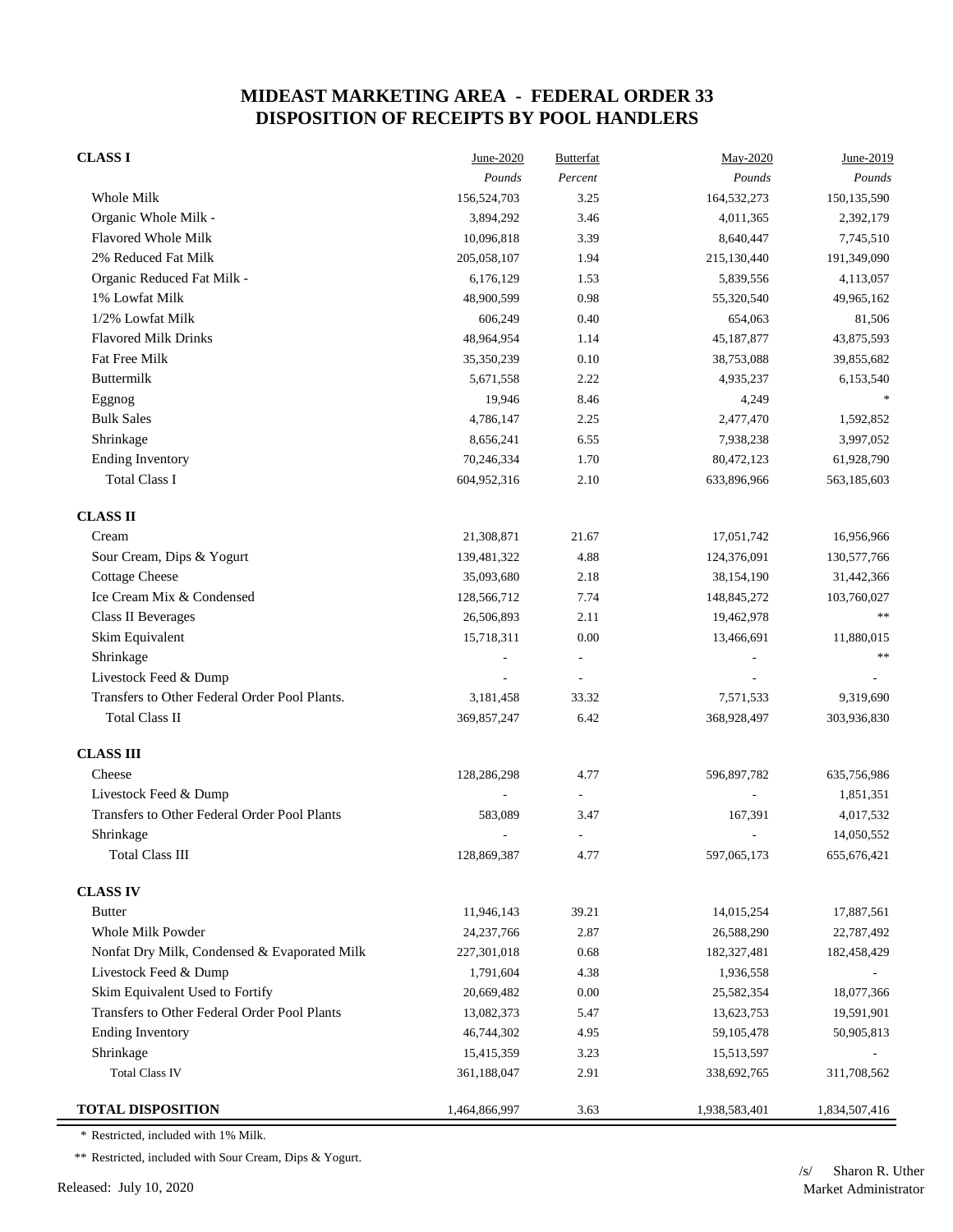# MIDEAST MARKETING AREA - FEDERAL ORDER 33
# DISPOSITION OF RECEIPTS BY POOL HANDLERS

| | June-2020 | Butterfat | May-2020 | June-2019 |
|---|---|---|---|---|
| | *Pounds* | *Percent* | *Pounds* | *Pounds* |
| **CLASS I** | | | | |
| Whole Milk | 156,524,703 | 3.25 | 164,532,273 | 150,135,590 |
| Organic Whole Milk - | 3,894,292 | 3.46 | 4,011,365 | 2,392,179 |
| Flavored Whole Milk | 10,096,818 | 3.39 | 8,640,447 | 7,745,510 |
| 2% Reduced Fat Milk | 205,058,107 | 1.94 | 215,130,440 | 191,349,090 |
| Organic Reduced Fat Milk - | 6,176,129 | 1.53 | 5,839,556 | 4,113,057 |
| 1% Lowfat Milk | 48,900,599 | 0.98 | 55,320,540 | 49,965,162 |
| 1/2% Lowfat Milk | 606,249 | 0.40 | 654,063 | 81,506 |
| Flavored Milk Drinks | 48,964,954 | 1.14 | 45,187,877 | 43,875,593 |
| Fat Free Milk | 35,350,239 | 0.10 | 38,753,088 | 39,855,682 |
| Buttermilk | 5,671,558 | 2.22 | 4,935,237 | 6,153,540 |
| Eggnog | 19,946 | 8.46 | 4,249 | * |
| Bulk Sales | 4,786,147 | 2.25 | 2,477,470 | 1,592,852 |
| Shrinkage | 8,656,241 | 6.55 | 7,938,238 | 3,997,052 |
| Ending Inventory | 70,246,334 | 1.70 | 80,472,123 | 61,928,790 |
| Total Class I | 604,952,316 | 2.10 | 633,896,966 | 563,185,603 |
| **CLASS II** | | | | |
| Cream | 21,308,871 | 21.67 | 17,051,742 | 16,956,966 |
| Sour Cream, Dips & Yogurt | 139,481,322 | 4.88 | 124,376,091 | 130,577,766 |
| Cottage Cheese | 35,093,680 | 2.18 | 38,154,190 | 31,442,366 |
| Ice Cream Mix & Condensed | 128,566,712 | 7.74 | 148,845,272 | 103,760,027 |
| Class II Beverages | 26,506,893 | 2.11 | 19,462,978 | ** |
| Skim Equivalent | 15,718,311 | 0.00 | 13,466,691 | 11,880,015 |
| Shrinkage | - | - | - | ** |
| Livestock Feed & Dump | - | - | - | - |
| Transfers to Other Federal Order Pool Plants. | 3,181,458 | 33.32 | 7,571,533 | 9,319,690 |
| Total Class II | 369,857,247 | 6.42 | 368,928,497 | 303,936,830 |
| **CLASS III** | | | | |
| Cheese | 128,286,298 | 4.77 | 596,897,782 | 635,756,986 |
| Livestock Feed & Dump | - | - | - | 1,851,351 |
| Transfers to Other Federal Order Pool Plants | 583,089 | 3.47 | 167,391 | 4,017,532 |
| Shrinkage | - | - | - | 14,050,552 |
| Total Class III | 128,869,387 | 4.77 | 597,065,173 | 655,676,421 |
| **CLASS IV** | | | | |
| Butter | 11,946,143 | 39.21 | 14,015,254 | 17,887,561 |
| Whole Milk Powder | 24,237,766 | 2.87 | 26,588,290 | 22,787,492 |
| Nonfat Dry Milk, Condensed & Evaporated Milk | 227,301,018 | 0.68 | 182,327,481 | 182,458,429 |
| Livestock Feed & Dump | 1,791,604 | 4.38 | 1,936,558 | - |
| Skim Equivalent Used to Fortify | 20,669,482 | 0.00 | 25,582,354 | 18,077,366 |
| Transfers to Other Federal Order Pool Plants | 13,082,373 | 5.47 | 13,623,753 | 19,591,901 |
| Ending Inventory | 46,744,302 | 4.95 | 59,105,478 | 50,905,813 |
| Shrinkage | 15,415,359 | 3.23 | 15,513,597 | - |
| Total Class IV | 361,188,047 | 2.91 | 338,692,765 | 311,708,562 |
| **TOTAL DISPOSITION** | 1,464,866,997 | 3.63 | 1,938,583,401 | 1,834,507,416 |

\* Restricted, included with 1% Milk.

\** Restricted, included with Sour Cream, Dips & Yogurt.

Released: July 10, 2020

/s/ Sharon R. Uther
Market Administrator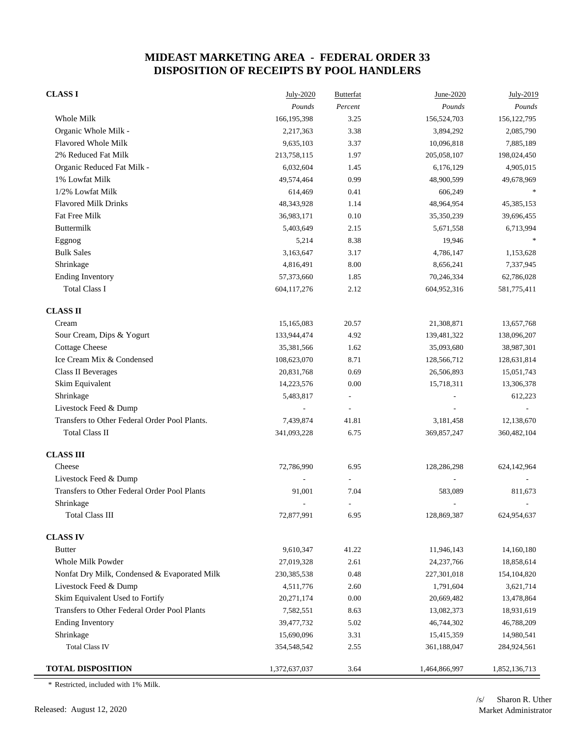# MIDEAST MARKETING AREA - FEDERAL ORDER 33
# DISPOSITION OF RECEIPTS BY POOL HANDLERS

| | July-2020 | Butterfat | June-2020 | July-2019 |
|---|---|---|---|---|
| | *Pounds* | *Percent* | *Pounds* | *Pounds* |
| **CLASS I** | | | | |
| Whole Milk | 166,195,398 | 3.25 | 156,524,703 | 156,122,795 |
| Organic Whole Milk - | 2,217,363 | 3.38 | 3,894,292 | 2,085,790 |
| Flavored Whole Milk | 9,635,103 | 3.37 | 10,096,818 | 7,885,189 |
| 2% Reduced Fat Milk | 213,758,115 | 1.97 | 205,058,107 | 198,024,450 |
| Organic Reduced Fat Milk - | 6,032,604 | 1.45 | 6,176,129 | 4,905,015 |
| 1% Lowfat Milk | 49,574,464 | 0.99 | 48,900,599 | 49,678,969 |
| 1/2% Lowfat Milk | 614,469 | 0.41 | 606,249 | * |
| Flavored Milk Drinks | 48,343,928 | 1.14 | 48,964,954 | 45,385,153 |
| Fat Free Milk | 36,983,171 | 0.10 | 35,350,239 | 39,696,455 |
| Buttermilk | 5,403,649 | 2.15 | 5,671,558 | 6,713,994 |
| Eggnog | 5,214 | 8.38 | 19,946 | * |
| Bulk Sales | 3,163,647 | 3.17 | 4,786,147 | 1,153,628 |
| Shrinkage | 4,816,491 | 8.00 | 8,656,241 | 7,337,945 |
| Ending Inventory | 57,373,660 | 1.85 | 70,246,334 | 62,786,028 |
| Total Class I | 604,117,276 | 2.12 | 604,952,316 | 581,775,411 |
| **CLASS II** | | | | |
| Cream | 15,165,083 | 20.57 | 21,308,871 | 13,657,768 |
| Sour Cream, Dips & Yogurt | 133,944,474 | 4.92 | 139,481,322 | 138,096,207 |
| Cottage Cheese | 35,381,566 | 1.62 | 35,093,680 | 38,987,301 |
| Ice Cream Mix & Condensed | 108,623,070 | 8.71 | 128,566,712 | 128,631,814 |
| Class II Beverages | 20,831,768 | 0.69 | 26,506,893 | 15,051,743 |
| Skim Equivalent | 14,223,576 | 0.00 | 15,718,311 | 13,306,378 |
| Shrinkage | 5,483,817 | - | - | 612,223 |
| Livestock Feed & Dump | - | - | - | - |
| Transfers to Other Federal Order Pool Plants. | 7,439,874 | 41.81 | 3,181,458 | 12,138,670 |
| Total Class II | 341,093,228 | 6.75 | 369,857,247 | 360,482,104 |
| **CLASS III** | | | | |
| Cheese | 72,786,990 | 6.95 | 128,286,298 | 624,142,964 |
| Livestock Feed & Dump | - | - | - | - |
| Transfers to Other Federal Order Pool Plants | 91,001 | 7.04 | 583,089 | 811,673 |
| Shrinkage | - | - | - | - |
| Total Class III | 72,877,991 | 6.95 | 128,869,387 | 624,954,637 |
| **CLASS IV** | | | | |
| Butter | 9,610,347 | 41.22 | 11,946,143 | 14,160,180 |
| Whole Milk Powder | 27,019,328 | 2.61 | 24,237,766 | 18,858,614 |
| Nonfat Dry Milk, Condensed & Evaporated Milk | 230,385,538 | 0.48 | 227,301,018 | 154,104,820 |
| Livestock Feed & Dump | 4,511,776 | 2.60 | 1,791,604 | 3,621,714 |
| Skim Equivalent Used to Fortify | 20,271,174 | 0.00 | 20,669,482 | 13,478,864 |
| Transfers to Other Federal Order Pool Plants | 7,582,551 | 8.63 | 13,082,373 | 18,931,619 |
| Ending Inventory | 39,477,732 | 5.02 | 46,744,302 | 46,788,209 |
| Shrinkage | 15,690,096 | 3.31 | 15,415,359 | 14,980,541 |
| Total Class IV | 354,548,542 | 2.55 | 361,188,047 | 284,924,561 |
| **TOTAL DISPOSITION** | 1,372,637,037 | 3.64 | 1,464,866,997 | 1,852,136,713 |

\* Restricted, included with 1% Milk.

Released: August 12, 2020

/s/ Sharon R. Uther
Market Administrator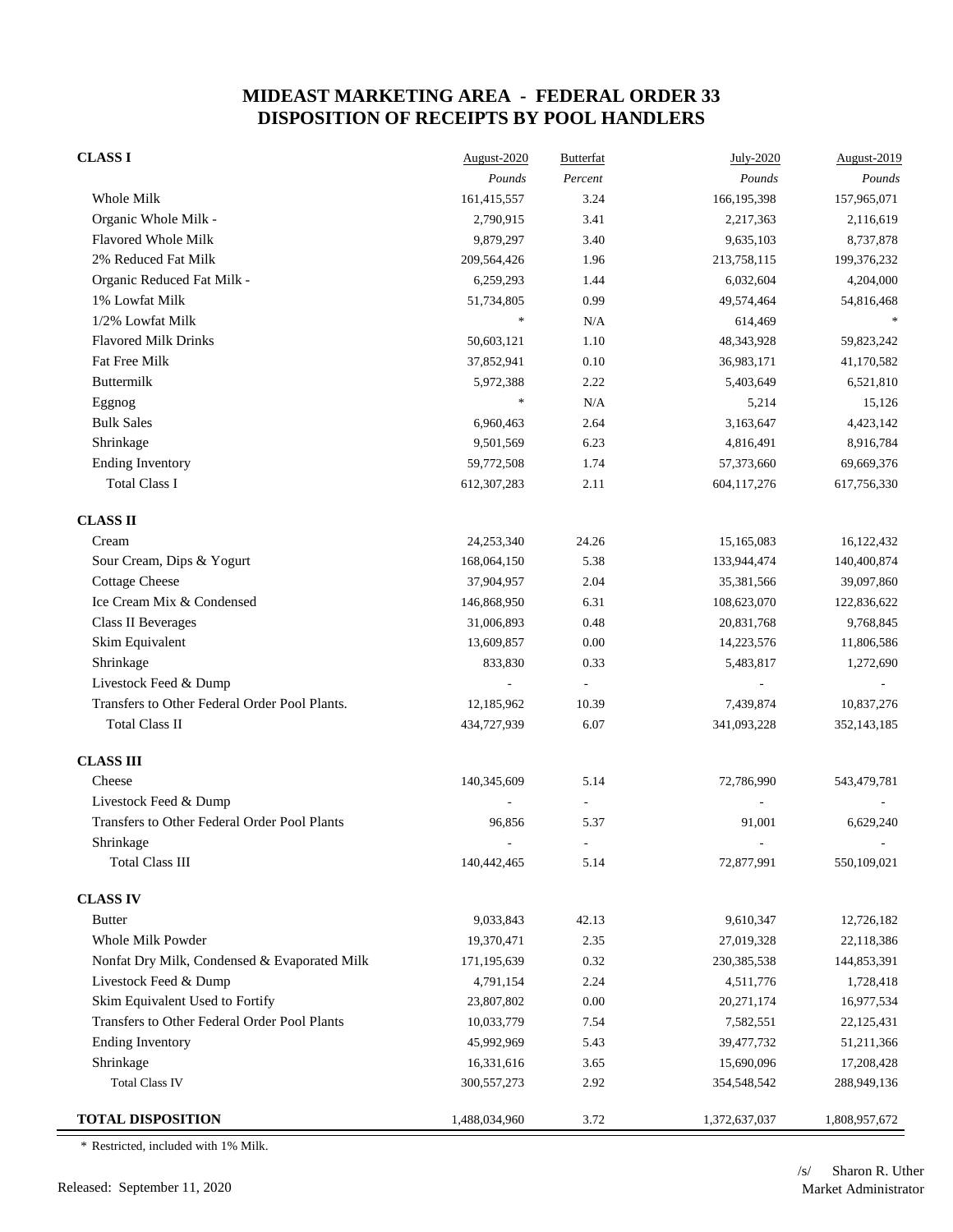# MIDEAST MARKETING AREA - FEDERAL ORDER 33
## DISPOSITION OF RECEIPTS BY POOL HANDLERS

| | August-2020 | Butterfat | July-2020 | August-2019 |
|---|---|---|---|---|
| | *Pounds* | *Percent* | *Pounds* | *Pounds* |
| **CLASS I** | | | | |
| Whole Milk | 161,415,557 | 3.24 | 166,195,398 | 157,965,071 |
| Organic Whole Milk - | 2,790,915 | 3.41 | 2,217,363 | 2,116,619 |
| Flavored Whole Milk | 9,879,297 | 3.40 | 9,635,103 | 8,737,878 |
| 2% Reduced Fat Milk | 209,564,426 | 1.96 | 213,758,115 | 199,376,232 |
| Organic Reduced Fat Milk - | 6,259,293 | 1.44 | 6,032,604 | 4,204,000 |
| 1% Lowfat Milk | 51,734,805 | 0.99 | 49,574,464 | 54,816,468 |
| 1/2% Lowfat Milk | * | N/A | 614,469 | * |
| Flavored Milk Drinks | 50,603,121 | 1.10 | 48,343,928 | 59,823,242 |
| Fat Free Milk | 37,852,941 | 0.10 | 36,983,171 | 41,170,582 |
| Buttermilk | 5,972,388 | 2.22 | 5,403,649 | 6,521,810 |
| Eggnog | * | N/A | 5,214 | 15,126 |
| Bulk Sales | 6,960,463 | 2.64 | 3,163,647 | 4,423,142 |
| Shrinkage | 9,501,569 | 6.23 | 4,816,491 | 8,916,784 |
| Ending Inventory | 59,772,508 | 1.74 | 57,373,660 | 69,669,376 |
| Total Class I | 612,307,283 | 2.11 | 604,117,276 | 617,756,330 |
| **CLASS II** | | | | |
| Cream | 24,253,340 | 24.26 | 15,165,083 | 16,122,432 |
| Sour Cream, Dips & Yogurt | 168,064,150 | 5.38 | 133,944,474 | 140,400,874 |
| Cottage Cheese | 37,904,957 | 2.04 | 35,381,566 | 39,097,860 |
| Ice Cream Mix & Condensed | 146,868,950 | 6.31 | 108,623,070 | 122,836,622 |
| Class II Beverages | 31,006,893 | 0.48 | 20,831,768 | 9,768,845 |
| Skim Equivalent | 13,609,857 | 0.00 | 14,223,576 | 11,806,586 |
| Shrinkage | 833,830 | 0.33 | 5,483,817 | 1,272,690 |
| Livestock Feed & Dump | - | - | - | - |
| Transfers to Other Federal Order Pool Plants. | 12,185,962 | 10.39 | 7,439,874 | 10,837,276 |
| Total Class II | 434,727,939 | 6.07 | 341,093,228 | 352,143,185 |
| **CLASS III** | | | | |
| Cheese | 140,345,609 | 5.14 | 72,786,990 | 543,479,781 |
| Livestock Feed & Dump | - | - | - | - |
| Transfers to Other Federal Order Pool Plants | 96,856 | 5.37 | 91,001 | 6,629,240 |
| Shrinkage | - | - | - | - |
| Total Class III | 140,442,465 | 5.14 | 72,877,991 | 550,109,021 |
| **CLASS IV** | | | | |
| Butter | 9,033,843 | 42.13 | 9,610,347 | 12,726,182 |
| Whole Milk Powder | 19,370,471 | 2.35 | 27,019,328 | 22,118,386 |
| Nonfat Dry Milk, Condensed & Evaporated Milk | 171,195,639 | 0.32 | 230,385,538 | 144,853,391 |
| Livestock Feed & Dump | 4,791,154 | 2.24 | 4,511,776 | 1,728,418 |
| Skim Equivalent Used to Fortify | 23,807,802 | 0.00 | 20,271,174 | 16,977,534 |
| Transfers to Other Federal Order Pool Plants | 10,033,779 | 7.54 | 7,582,551 | 22,125,431 |
| Ending Inventory | 45,992,969 | 5.43 | 39,477,732 | 51,211,366 |
| Shrinkage | 16,331,616 | 3.65 | 15,690,096 | 17,208,428 |
| Total Class IV | 300,557,273 | 2.92 | 354,548,542 | 288,949,136 |
| **TOTAL DISPOSITION** | 1,488,034,960 | 3.72 | 1,372,637,037 | 1,808,957,672 |

* Restricted, included with 1% Milk.

Released: September 11, 2020

/s/ Sharon R. Uther
Market Administrator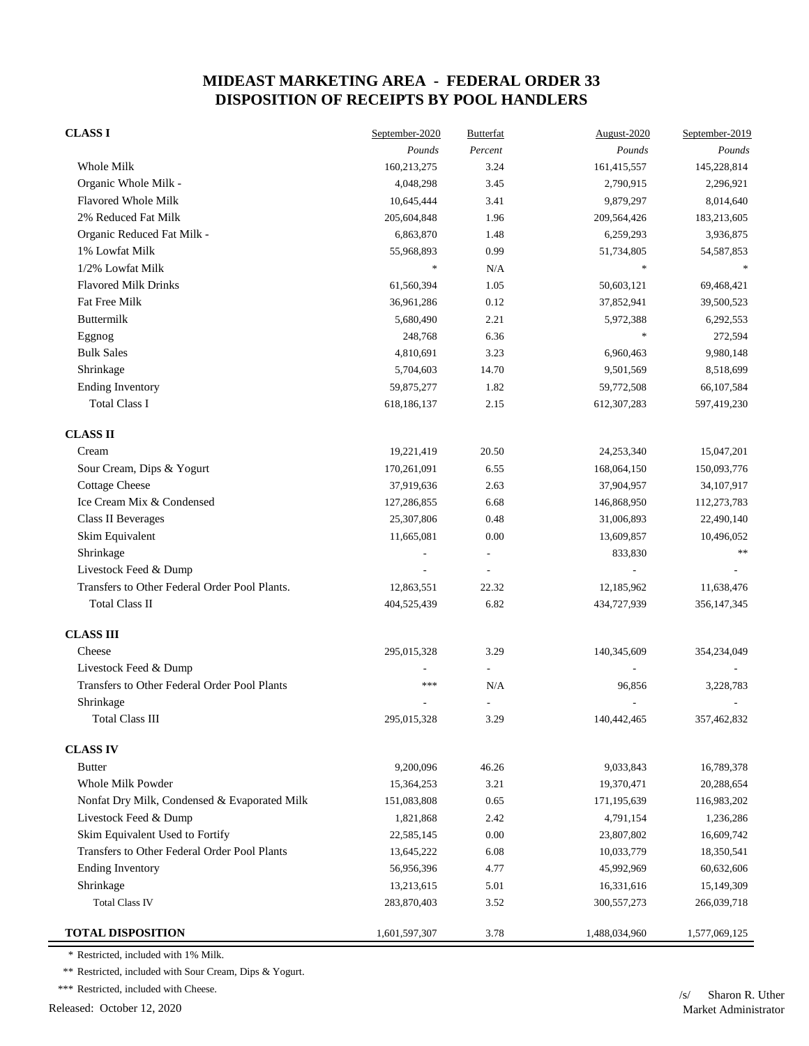# MIDEAST MARKETING AREA - FEDERAL ORDER 33
# DISPOSITION OF RECEIPTS BY POOL HANDLERS

| | September-2020 | Butterfat | August-2020 | September-2019 |
|---|---|---|---|---|
| **CLASS I** | *Pounds* | *Percent* | *Pounds* | *Pounds* |
| Whole Milk | 160,213,275 | 3.24 | 161,415,557 | 145,228,814 |
| Organic Whole Milk - | 4,048,298 | 3.45 | 2,790,915 | 2,296,921 |
| Flavored Whole Milk | 10,645,444 | 3.41 | 9,879,297 | 8,014,640 |
| 2% Reduced Fat Milk | 205,604,848 | 1.96 | 209,564,426 | 183,213,605 |
| Organic Reduced Fat Milk - | 6,863,870 | 1.48 | 6,259,293 | 3,936,875 |
| 1% Lowfat Milk | 55,968,893 | 0.99 | 51,734,805 | 54,587,853 |
| 1/2% Lowfat Milk | * | N/A | * | * |
| Flavored Milk Drinks | 61,560,394 | 1.05 | 50,603,121 | 69,468,421 |
| Fat Free Milk | 36,961,286 | 0.12 | 37,852,941 | 39,500,523 |
| Buttermilk | 5,680,490 | 2.21 | 5,972,388 | 6,292,553 |
| Eggnog | 248,768 | 6.36 | * | 272,594 |
| Bulk Sales | 4,810,691 | 3.23 | 6,960,463 | 9,980,148 |
| Shrinkage | 5,704,603 | 14.70 | 9,501,569 | 8,518,699 |
| Ending Inventory | 59,875,277 | 1.82 | 59,772,508 | 66,107,584 |
| Total Class I | 618,186,137 | 2.15 | 612,307,283 | 597,419,230 |
| **CLASS II** | | | | |
| Cream | 19,221,419 | 20.50 | 24,253,340 | 15,047,201 |
| Sour Cream, Dips & Yogurt | 170,261,091 | 6.55 | 168,064,150 | 150,093,776 |
| Cottage Cheese | 37,919,636 | 2.63 | 37,904,957 | 34,107,917 |
| Ice Cream Mix & Condensed | 127,286,855 | 6.68 | 146,868,950 | 112,273,783 |
| Class II Beverages | 25,307,806 | 0.48 | 31,006,893 | 22,490,140 |
| Skim Equivalent | 11,665,081 | 0.00 | 13,609,857 | 10,496,052 |
| Shrinkage | - | - | 833,830 | ** |
| Livestock Feed & Dump | - | - | - | - |
| Transfers to Other Federal Order Pool Plants. | 12,863,551 | 22.32 | 12,185,962 | 11,638,476 |
| Total Class II | 404,525,439 | 6.82 | 434,727,939 | 356,147,345 |
| **CLASS III** | | | | |
| Cheese | 295,015,328 | 3.29 | 140,345,609 | 354,234,049 |
| Livestock Feed & Dump | - | - | - | - |
| Transfers to Other Federal Order Pool Plants | *** | N/A | 96,856 | 3,228,783 |
| Shrinkage | - | - | - | - |
| Total Class III | 295,015,328 | 3.29 | 140,442,465 | 357,462,832 |
| **CLASS IV** | | | | |
| Butter | 9,200,096 | 46.26 | 9,033,843 | 16,789,378 |
| Whole Milk Powder | 15,364,253 | 3.21 | 19,370,471 | 20,288,654 |
| Nonfat Dry Milk, Condensed & Evaporated Milk | 151,083,808 | 0.65 | 171,195,639 | 116,983,202 |
| Livestock Feed & Dump | 1,821,868 | 2.42 | 4,791,154 | 1,236,286 |
| Skim Equivalent Used to Fortify | 22,585,145 | 0.00 | 23,807,802 | 16,609,742 |
| Transfers to Other Federal Order Pool Plants | 13,645,222 | 6.08 | 10,033,779 | 18,350,541 |
| Ending Inventory | 56,956,396 | 4.77 | 45,992,969 | 60,632,606 |
| Shrinkage | 13,213,615 | 5.01 | 16,331,616 | 15,149,309 |
| Total Class IV | 283,870,403 | 3.52 | 300,557,273 | 266,039,718 |
| **TOTAL DISPOSITION** | 1,601,597,307 | 3.78 | 1,488,034,960 | 1,577,069,125 |

\* Restricted, included with 1% Milk.

** Restricted, included with Sour Cream, Dips & Yogurt.

*** Restricted, included with Cheese.

Released: October 12, 2020

/s/ Sharon R. Uther
Market Administrator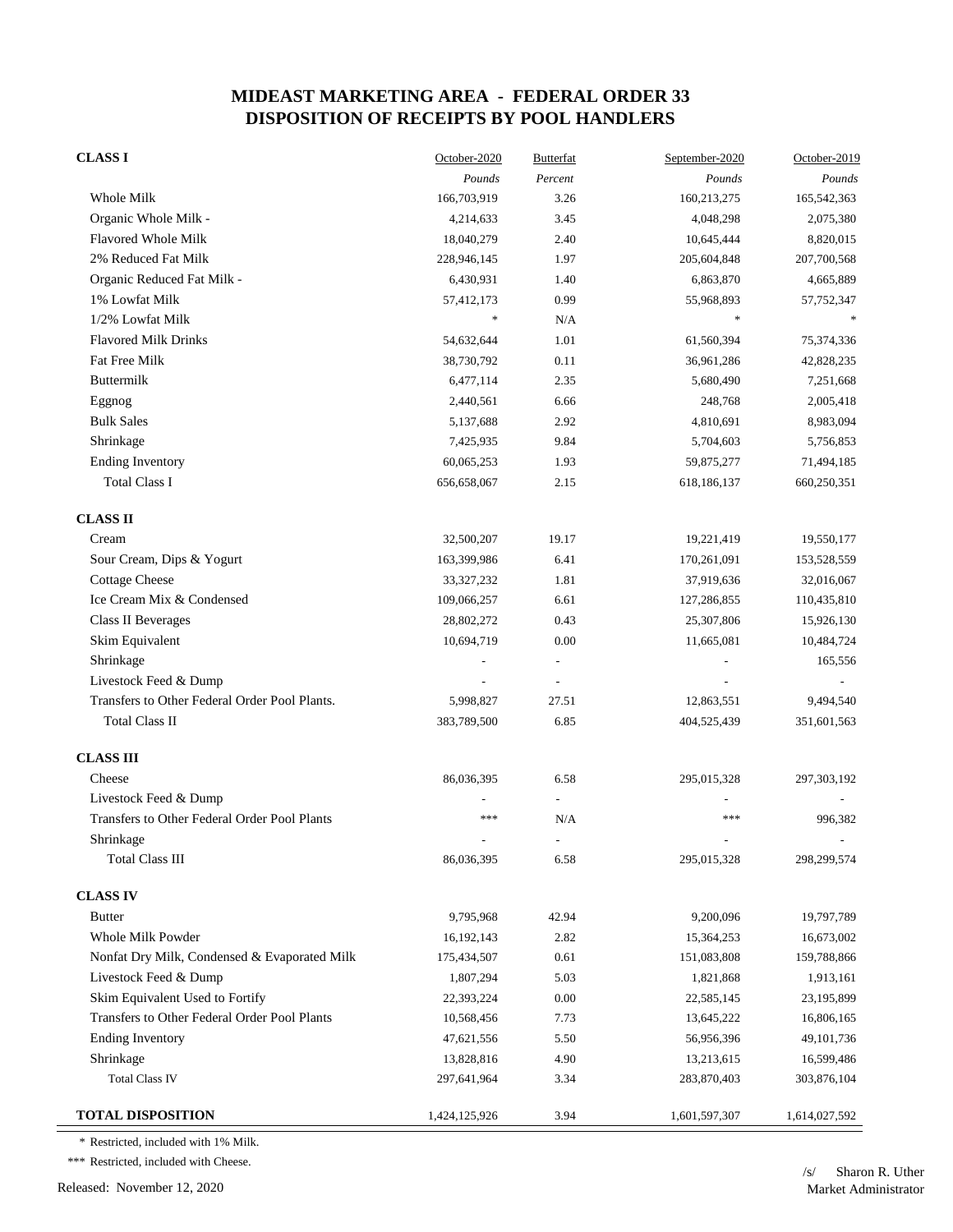# MIDEAST MARKETING AREA - FEDERAL ORDER 33
# DISPOSITION OF RECEIPTS BY POOL HANDLERS

| CLASS I | October-2020 | Butterfat | September-2020 | October-2019 |
|---|---|---|---|---|
| | *Pounds* | *Percent* | *Pounds* | *Pounds* |
| Whole Milk | 166,703,919 | 3.26 | 160,213,275 | 165,542,363 |
| Organic Whole Milk - | 4,214,633 | 3.45 | 4,048,298 | 2,075,380 |
| Flavored Whole Milk | 18,040,279 | 2.40 | 10,645,444 | 8,820,015 |
| 2% Reduced Fat Milk | 228,946,145 | 1.97 | 205,604,848 | 207,700,568 |
| Organic Reduced Fat Milk - | 6,430,931 | 1.40 | 6,863,870 | 4,665,889 |
| 1% Lowfat Milk | 57,412,173 | 0.99 | 55,968,893 | 57,752,347 |
| 1/2% Lowfat Milk | * | N/A | * | * |
| Flavored Milk Drinks | 54,632,644 | 1.01 | 61,560,394 | 75,374,336 |
| Fat Free Milk | 38,730,792 | 0.11 | 36,961,286 | 42,828,235 |
| Buttermilk | 6,477,114 | 2.35 | 5,680,490 | 7,251,668 |
| Eggnog | 2,440,561 | 6.66 | 248,768 | 2,005,418 |
| Bulk Sales | 5,137,688 | 2.92 | 4,810,691 | 8,983,094 |
| Shrinkage | 7,425,935 | 9.84 | 5,704,603 | 5,756,853 |
| Ending Inventory | 60,065,253 | 1.93 | 59,875,277 | 71,494,185 |
| Total Class I | 656,658,067 | 2.15 | 618,186,137 | 660,250,351 |
| **CLASS II** | | | | |
| Cream | 32,500,207 | 19.17 | 19,221,419 | 19,550,177 |
| Sour Cream, Dips & Yogurt | 163,399,986 | 6.41 | 170,261,091 | 153,528,559 |
| Cottage Cheese | 33,327,232 | 1.81 | 37,919,636 | 32,016,067 |
| Ice Cream Mix & Condensed | 109,066,257 | 6.61 | 127,286,855 | 110,435,810 |
| Class II Beverages | 28,802,272 | 0.43 | 25,307,806 | 15,926,130 |
| Skim Equivalent | 10,694,719 | 0.00 | 11,665,081 | 10,484,724 |
| Shrinkage | - | - | - | 165,556 |
| Livestock Feed & Dump | - | - | - | - |
| Transfers to Other Federal Order Pool Plants. | 5,998,827 | 27.51 | 12,863,551 | 9,494,540 |
| Total Class II | 383,789,500 | 6.85 | 404,525,439 | 351,601,563 |
| **CLASS III** | | | | |
| Cheese | 86,036,395 | 6.58 | 295,015,328 | 297,303,192 |
| Livestock Feed & Dump | - | - | - | - |
| Transfers to Other Federal Order Pool Plants | *** | N/A | *** | 996,382 |
| Shrinkage | - | - | - | - |
| Total Class III | 86,036,395 | 6.58 | 295,015,328 | 298,299,574 |
| **CLASS IV** | | | | |
| Butter | 9,795,968 | 42.94 | 9,200,096 | 19,797,789 |
| Whole Milk Powder | 16,192,143 | 2.82 | 15,364,253 | 16,673,002 |
| Nonfat Dry Milk, Condensed & Evaporated Milk | 175,434,507 | 0.61 | 151,083,808 | 159,788,866 |
| Livestock Feed & Dump | 1,807,294 | 5.03 | 1,821,868 | 1,913,161 |
| Skim Equivalent Used to Fortify | 22,393,224 | 0.00 | 22,585,145 | 23,195,899 |
| Transfers to Other Federal Order Pool Plants | 10,568,456 | 7.73 | 13,645,222 | 16,806,165 |
| Ending Inventory | 47,621,556 | 5.50 | 56,956,396 | 49,101,736 |
| Shrinkage | 13,828,816 | 4.90 | 13,213,615 | 16,599,486 |
| Total Class IV | 297,641,964 | 3.34 | 283,870,403 | 303,876,104 |
| **TOTAL DISPOSITION** | 1,424,125,926 | 3.94 | 1,601,597,307 | 1,614,027,592 |

\* Restricted, included with 1% Milk.

*** Restricted, included with Cheese.

Released: November 12, 2020

/s/ Sharon R. Uther
Market Administrator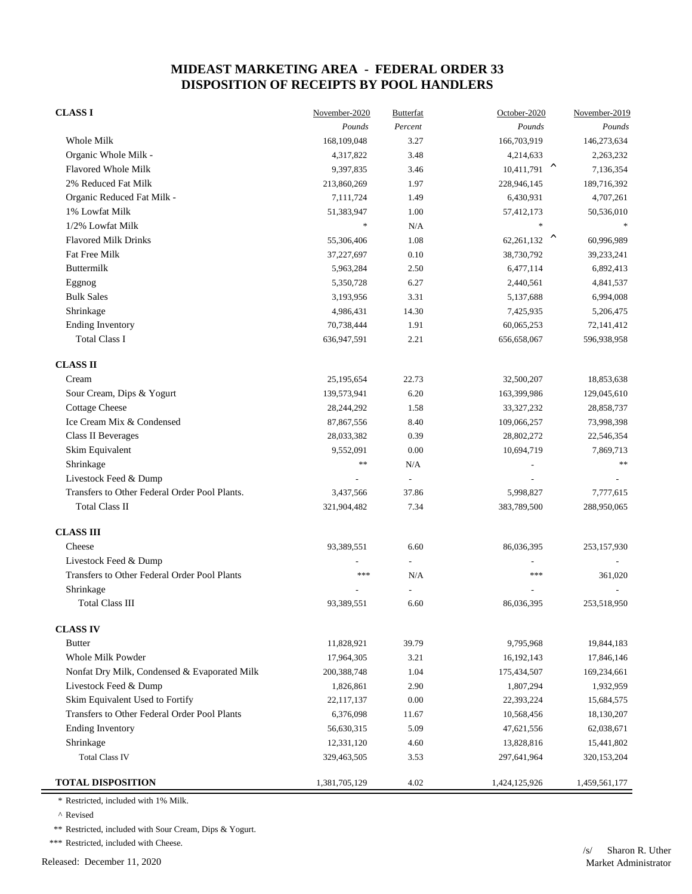# MIDEAST MARKETING AREA - FEDERAL ORDER 33
# DISPOSITION OF RECEIPTS BY POOL HANDLERS

| CLASS I | November-2020 | Butterfat | October-2020 | November-2019 |
|---|---|---|---|---|
| | *Pounds* | *Percent* | *Pounds* | *Pounds* |
| Whole Milk | 168,109,048 | 3.27 | 166,703,919 | 146,273,634 |
| Organic Whole Milk - | 4,317,822 | 3.48 | 4,214,633 | 2,263,232 |
| Flavored Whole Milk | 9,397,835 | 3.46 | 10,411,791 ^ | 7,136,354 |
| 2% Reduced Fat Milk | 213,860,269 | 1.97 | 228,946,145 | 189,716,392 |
| Organic Reduced Fat Milk - | 7,111,724 | 1.49 | 6,430,931 | 4,707,261 |
| 1% Lowfat Milk | 51,383,947 | 1.00 | 57,412,173 | 50,536,010 |
| 1/2% Lowfat Milk | * | N/A | * | * |
| Flavored Milk Drinks | 55,306,406 | 1.08 | 62,261,132 ^ | 60,996,989 |
| Fat Free Milk | 37,227,697 | 0.10 | 38,730,792 | 39,233,241 |
| Buttermilk | 5,963,284 | 2.50 | 6,477,114 | 6,892,413 |
| Eggnog | 5,350,728 | 6.27 | 2,440,561 | 4,841,537 |
| Bulk Sales | 3,193,956 | 3.31 | 5,137,688 | 6,994,008 |
| Shrinkage | 4,986,431 | 14.30 | 7,425,935 | 5,206,475 |
| Ending Inventory | 70,738,444 | 1.91 | 60,065,253 | 72,141,412 |
| Total Class I | 636,947,591 | 2.21 | 656,658,067 | 596,938,958 |
| **CLASS II** | | | | |
| Cream | 25,195,654 | 22.73 | 32,500,207 | 18,853,638 |
| Sour Cream, Dips & Yogurt | 139,573,941 | 6.20 | 163,399,986 | 129,045,610 |
| Cottage Cheese | 28,244,292 | 1.58 | 33,327,232 | 28,858,737 |
| Ice Cream Mix & Condensed | 87,867,556 | 8.40 | 109,066,257 | 73,998,398 |
| Class II Beverages | 28,033,382 | 0.39 | 28,802,272 | 22,546,354 |
| Skim Equivalent | 9,552,091 | 0.00 | 10,694,719 | 7,869,713 |
| Shrinkage | ** | N/A | - | ** |
| Livestock Feed & Dump | - | - | - | - |
| Transfers to Other Federal Order Pool Plants. | 3,437,566 | 37.86 | 5,998,827 | 7,777,615 |
| Total Class II | 321,904,482 | 7.34 | 383,789,500 | 288,950,065 |
| **CLASS III** | | | | |
| Cheese | 93,389,551 | 6.60 | 86,036,395 | 253,157,930 |
| Livestock Feed & Dump | - | - | - | - |
| Transfers to Other Federal Order Pool Plants | *** | N/A | *** | 361,020 |
| Shrinkage | - | - | - | - |
| Total Class III | 93,389,551 | 6.60 | 86,036,395 | 253,518,950 |
| **CLASS IV** | | | | |
| Butter | 11,828,921 | 39.79 | 9,795,968 | 19,844,183 |
| Whole Milk Powder | 17,964,305 | 3.21 | 16,192,143 | 17,846,146 |
| Nonfat Dry Milk, Condensed & Evaporated Milk | 200,388,748 | 1.04 | 175,434,507 | 169,234,661 |
| Livestock Feed & Dump | 1,826,861 | 2.90 | 1,807,294 | 1,932,959 |
| Skim Equivalent Used to Fortify | 22,117,137 | 0.00 | 22,393,224 | 15,684,575 |
| Transfers to Other Federal Order Pool Plants | 6,376,098 | 11.67 | 10,568,456 | 18,130,207 |
| Ending Inventory | 56,630,315 | 5.09 | 47,621,556 | 62,038,671 |
| Shrinkage | 12,331,120 | 4.60 | 13,828,816 | 15,441,802 |
| Total Class IV | 329,463,505 | 3.53 | 297,641,964 | 320,153,204 |
| **TOTAL DISPOSITION** | 1,381,705,129 | 4.02 | 1,424,125,926 | 1,459,561,177 |

\* Restricted, included with 1% Milk.

^ Revised

** Restricted, included with Sour Cream, Dips & Yogurt.

*** Restricted, included with Cheese.

Released: December 11, 2020

/s/ Sharon R. Uther
Market Administrator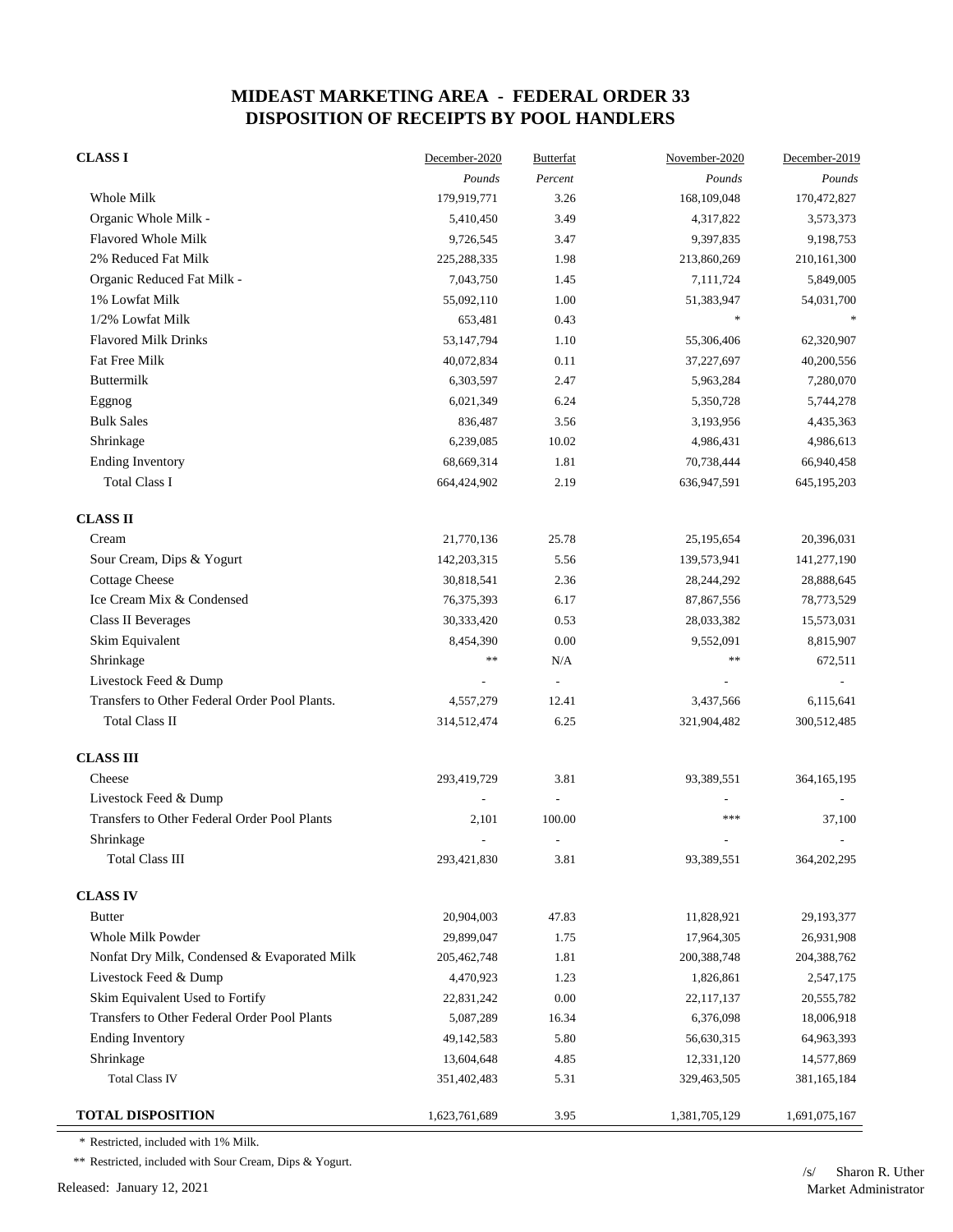# MIDEAST MARKETING AREA - FEDERAL ORDER 33
## DISPOSITION OF RECEIPTS BY POOL HANDLERS

| CLASS I | December-2020 | Butterfat | November-2020 | December-2019 |
|---|---|---|---|---|
| | *Pounds* | *Percent* | *Pounds* | *Pounds* |
| Whole Milk | 179,919,771 | 3.26 | 168,109,048 | 170,472,827 |
| Organic Whole Milk - | 5,410,450 | 3.49 | 4,317,822 | 3,573,373 |
| Flavored Whole Milk | 9,726,545 | 3.47 | 9,397,835 | 9,198,753 |
| 2% Reduced Fat Milk | 225,288,335 | 1.98 | 213,860,269 | 210,161,300 |
| Organic Reduced Fat Milk - | 7,043,750 | 1.45 | 7,111,724 | 5,849,005 |
| 1% Lowfat Milk | 55,092,110 | 1.00 | 51,383,947 | 54,031,700 |
| 1/2% Lowfat Milk | 653,481 | 0.43 | * | * |
| Flavored Milk Drinks | 53,147,794 | 1.10 | 55,306,406 | 62,320,907 |
| Fat Free Milk | 40,072,834 | 0.11 | 37,227,697 | 40,200,556 |
| Buttermilk | 6,303,597 | 2.47 | 5,963,284 | 7,280,070 |
| Eggnog | 6,021,349 | 6.24 | 5,350,728 | 5,744,278 |
| Bulk Sales | 836,487 | 3.56 | 3,193,956 | 4,435,363 |
| Shrinkage | 6,239,085 | 10.02 | 4,986,431 | 4,986,613 |
| Ending Inventory | 68,669,314 | 1.81 | 70,738,444 | 66,940,458 |
| Total Class I | 664,424,902 | 2.19 | 636,947,591 | 645,195,203 |
| **CLASS II** | | | | |
| Cream | 21,770,136 | 25.78 | 25,195,654 | 20,396,031 |
| Sour Cream, Dips & Yogurt | 142,203,315 | 5.56 | 139,573,941 | 141,277,190 |
| Cottage Cheese | 30,818,541 | 2.36 | 28,244,292 | 28,888,645 |
| Ice Cream Mix & Condensed | 76,375,393 | 6.17 | 87,867,556 | 78,773,529 |
| Class II Beverages | 30,333,420 | 0.53 | 28,033,382 | 15,573,031 |
| Skim Equivalent | 8,454,390 | 0.00 | 9,552,091 | 8,815,907 |
| Shrinkage | ** | N/A | ** | 672,511 |
| Livestock Feed & Dump | - | - | - | - |
| Transfers to Other Federal Order Pool Plants. | 4,557,279 | 12.41 | 3,437,566 | 6,115,641 |
| Total Class II | 314,512,474 | 6.25 | 321,904,482 | 300,512,485 |
| **CLASS III** | | | | |
| Cheese | 293,419,729 | 3.81 | 93,389,551 | 364,165,195 |
| Livestock Feed & Dump | - | - | - | - |
| Transfers to Other Federal Order Pool Plants | 2,101 | 100.00 | *** | 37,100 |
| Shrinkage | - | - | - | - |
| Total Class III | 293,421,830 | 3.81 | 93,389,551 | 364,202,295 |
| **CLASS IV** | | | | |
| Butter | 20,904,003 | 47.83 | 11,828,921 | 29,193,377 |
| Whole Milk Powder | 29,899,047 | 1.75 | 17,964,305 | 26,931,908 |
| Nonfat Dry Milk, Condensed & Evaporated Milk | 205,462,748 | 1.81 | 200,388,748 | 204,388,762 |
| Livestock Feed & Dump | 4,470,923 | 1.23 | 1,826,861 | 2,547,175 |
| Skim Equivalent Used to Fortify | 22,831,242 | 0.00 | 22,117,137 | 20,555,782 |
| Transfers to Other Federal Order Pool Plants | 5,087,289 | 16.34 | 6,376,098 | 18,006,918 |
| Ending Inventory | 49,142,583 | 5.80 | 56,630,315 | 64,963,393 |
| Shrinkage | 13,604,648 | 4.85 | 12,331,120 | 14,577,869 |
| Total Class IV | 351,402,483 | 5.31 | 329,463,505 | 381,165,184 |
| **TOTAL DISPOSITION** | 1,623,761,689 | 3.95 | 1,381,705,129 | 1,691,075,167 |

\* Restricted, included with 1% Milk.

** Restricted, included with Sour Cream, Dips & Yogurt.

Released: January 12, 2021

/s/ Sharon R. Uther
Market Administrator